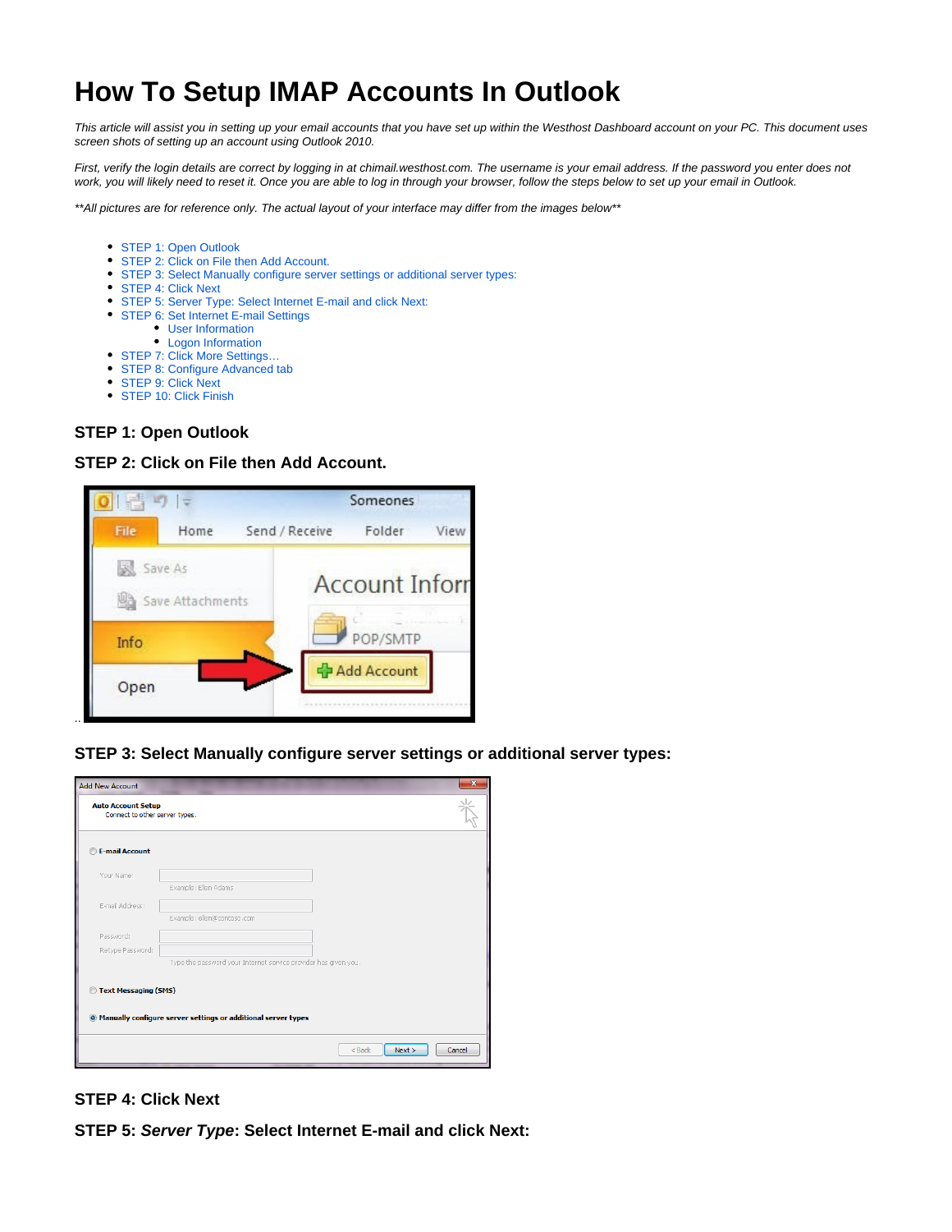# How To Setup IMAP Accounts In Outlook

*This article will assist you in setting up your email accounts that you have set up within the Westhost Dashboard account on your PC. This document uses screen shots of setting up an account using Outlook 2010.*

*First, verify the login details are correct by logging in at chimail.westhost.com. The username is your email address. If the password you enter does not work, you will likely need to reset it. Once you are able to log in through your browser, follow the steps below to set up your email in Outlook.*

*\*\*All pictures are for reference only. The actual layout of your interface may differ from the images below\*\**

- STEP 1: Open Outlook
- STEP 2: Click on File then Add Account.
- STEP 3: Select Manually configure server settings or additional server types:
- STEP 4: Click Next
- STEP 5: Server Type: Select Internet E-mail and click Next:
- STEP 6: Set Internet E-mail Settings
  - User Information
  - Logon Information
- STEP 7: Click More Settings…
- STEP 8: Configure Advanced tab
- STEP 9: Click Next
- STEP 10: Click Finish

### STEP 1: Open Outlook

### STEP 2: Click on File then Add Account.

..

### STEP 3: Select Manually configure server settings or additional server types:

### STEP 4: Click Next

### STEP 5: *Server Type*: Select Internet E-mail and click Next: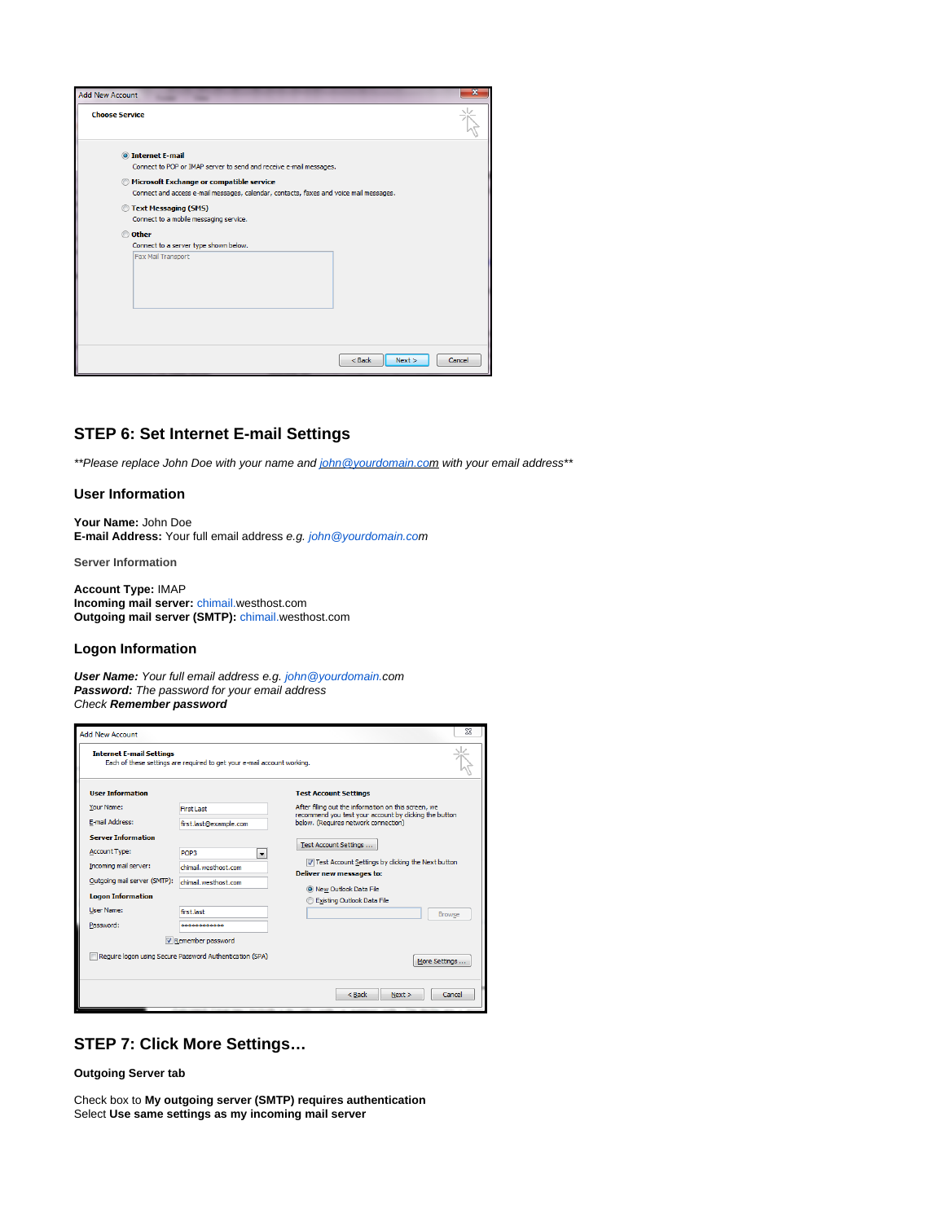## STEP 6: Set Internet E-mail Settings

*\*\*Please replace John Doe with your name and [john@yourdomain.com](mailto:john@yourdomain.com) with your email address\*\**

### User Information

**Your Name:** John Doe
**E-mail Address:** Your full email address *e.g. john@yourdomain.com*

**Server Information**

**Account Type:** IMAP
**Incoming mail server:** chimail.westhost.com
**Outgoing mail server (SMTP):** chimail.westhost.com

### Logon Information

***User Name:*** *Your full email address e.g. john@yourdomain.com*
***Password:*** *The password for your email address*
*Check **Remember password***

## STEP 7: Click More Settings…

**Outgoing Server tab**

Check box to **My outgoing server (SMTP) requires authentication**
Select **Use same settings as my incoming mail server**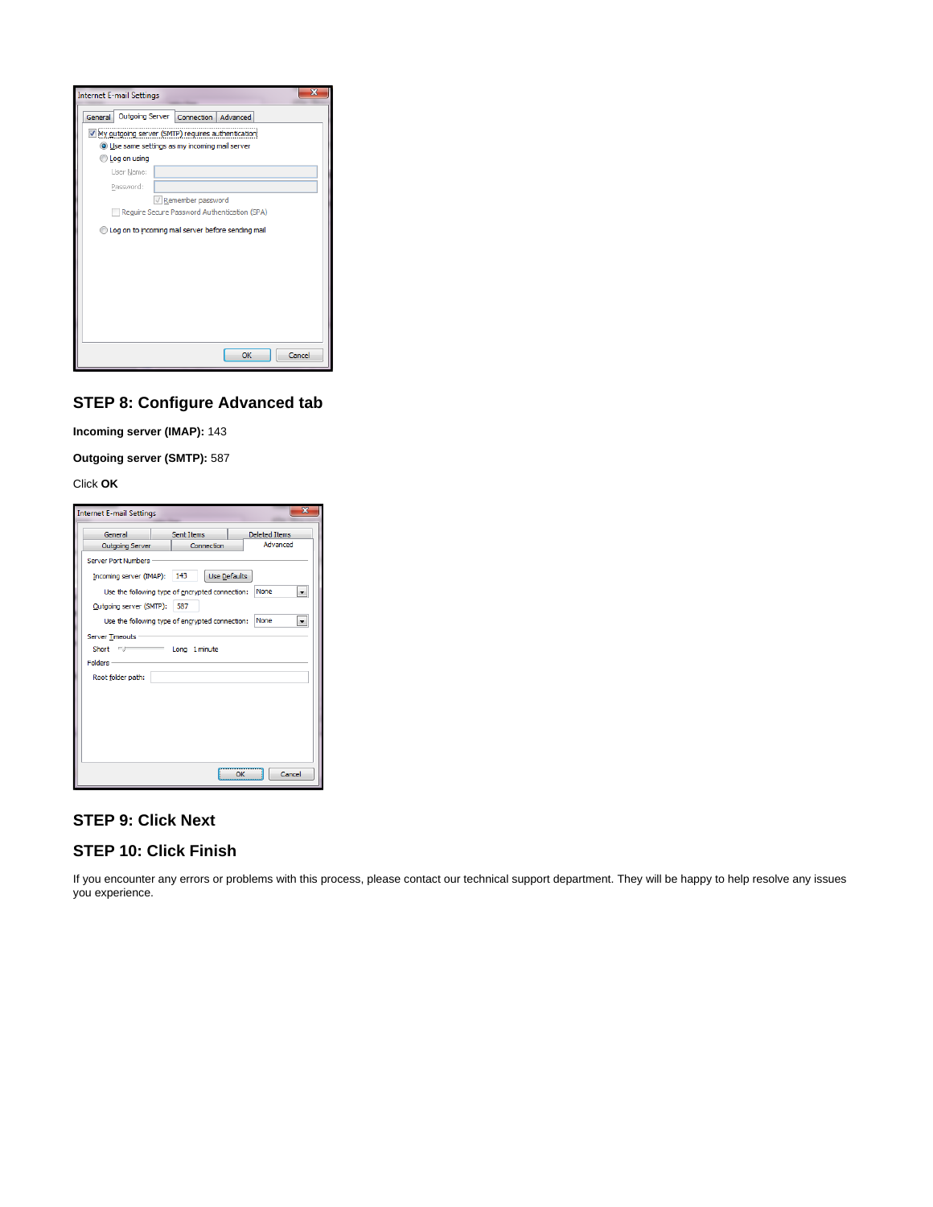## STEP 8: Configure Advanced tab

**Incoming server (IMAP):** 143

**Outgoing server (SMTP):** 587

Click **OK**

## STEP 9: Click Next

## STEP 10: Click Finish

If you encounter any errors or problems with this process, please contact our technical support department. They will be happy to help resolve any issues you experience.